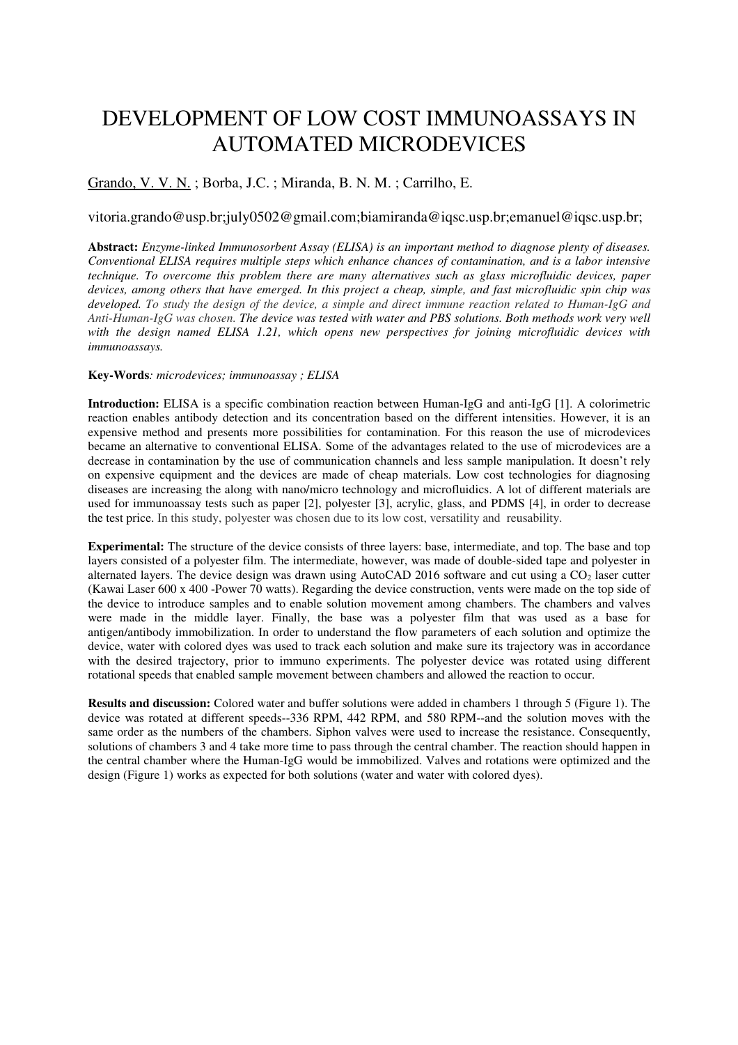# DEVELOPMENT OF LOW COST IMMUNOASSAYS IN AUTOMATED MICRODEVICES

<u>Grando, V. V. N.</u> ; Borba, J.C. ; Miranda, B. N. M. ; Carrilho, E.

vitoria.grando@usp.br;july0502@gmail.com;biamiranda@iqsc.usp.br;emanuel@iqsc.usp.br;

**Abstract:** *Enzyme-linked Immunosorbent Assay (ELISA) is an important method to diagnose plenty of diseases. Conventional ELISA requires multiple steps which enhance chances of contamination, and is a labor intensive technique. To overcome this problem there are many alternatives such as glass microfluidic devices, paper devices, among others that have emerged. In this project a cheap, simple, and fast microfluidic spin chip was developed. To study the design of the device, a simple and direct immune reaction related to Human-IgG and Anti-Human-IgG was chosen. The device was tested with water and PBS solutions. Both methods work very well with the design named ELISA 1.21, which opens new perspectives for joining microfluidic devices with immunoassays.*

**Key-Words***: microdevices; immunoassay ; ELISA*

**Introduction:** ELISA is a specific combination reaction between Human-IgG and anti-IgG [1]. A colorimetric reaction enables antibody detection and its concentration based on the different intensities. However, it is an expensive method and presents more possibilities for contamination. For this reason the use of microdevices became an alternative to conventional ELISA. Some of the advantages related to the use of microdevices are a decrease in contamination by the use of communication channels and less sample manipulation. It doesn't rely on expensive equipment and the devices are made of cheap materials. Low cost technologies for diagnosing diseases are increasing the along with nano/micro technology and microfluidics. A lot of different materials are used for immunoassay tests such as paper [2], polyester [3], acrylic, glass, and PDMS [4], in order to decrease the test price. In this study, polyester was chosen due to its low cost, versatility and reusability.

**Experimental:** The structure of the device consists of three layers: base, intermediate, and top. The base and top layers consisted of a polyester film. The intermediate, however, was made of double-sided tape and polyester in alternated layers. The device design was drawn using AutoCAD 2016 software and cut using a $CO_2$ laser cutter (Kawai Laser 600 x 400 -Power 70 watts). Regarding the device construction, vents were made on the top side of the device to introduce samples and to enable solution movement among chambers. The chambers and valves were made in the middle layer. Finally, the base was a polyester film that was used as a base for antigen/antibody immobilization. In order to understand the flow parameters of each solution and optimize the device, water with colored dyes was used to track each solution and make sure its trajectory was in accordance with the desired trajectory, prior to immuno experiments. The polyester device was rotated using different rotational speeds that enabled sample movement between chambers and allowed the reaction to occur.

**Results and discussion:** Colored water and buffer solutions were added in chambers 1 through 5 (Figure 1). The device was rotated at different speeds--336 RPM, 442 RPM, and 580 RPM--and the solution moves with the same order as the numbers of the chambers. Siphon valves were used to increase the resistance. Consequently, solutions of chambers 3 and 4 take more time to pass through the central chamber. The reaction should happen in the central chamber where the Human-IgG would be immobilized. Valves and rotations were optimized and the design (Figure 1) works as expected for both solutions (water and water with colored dyes).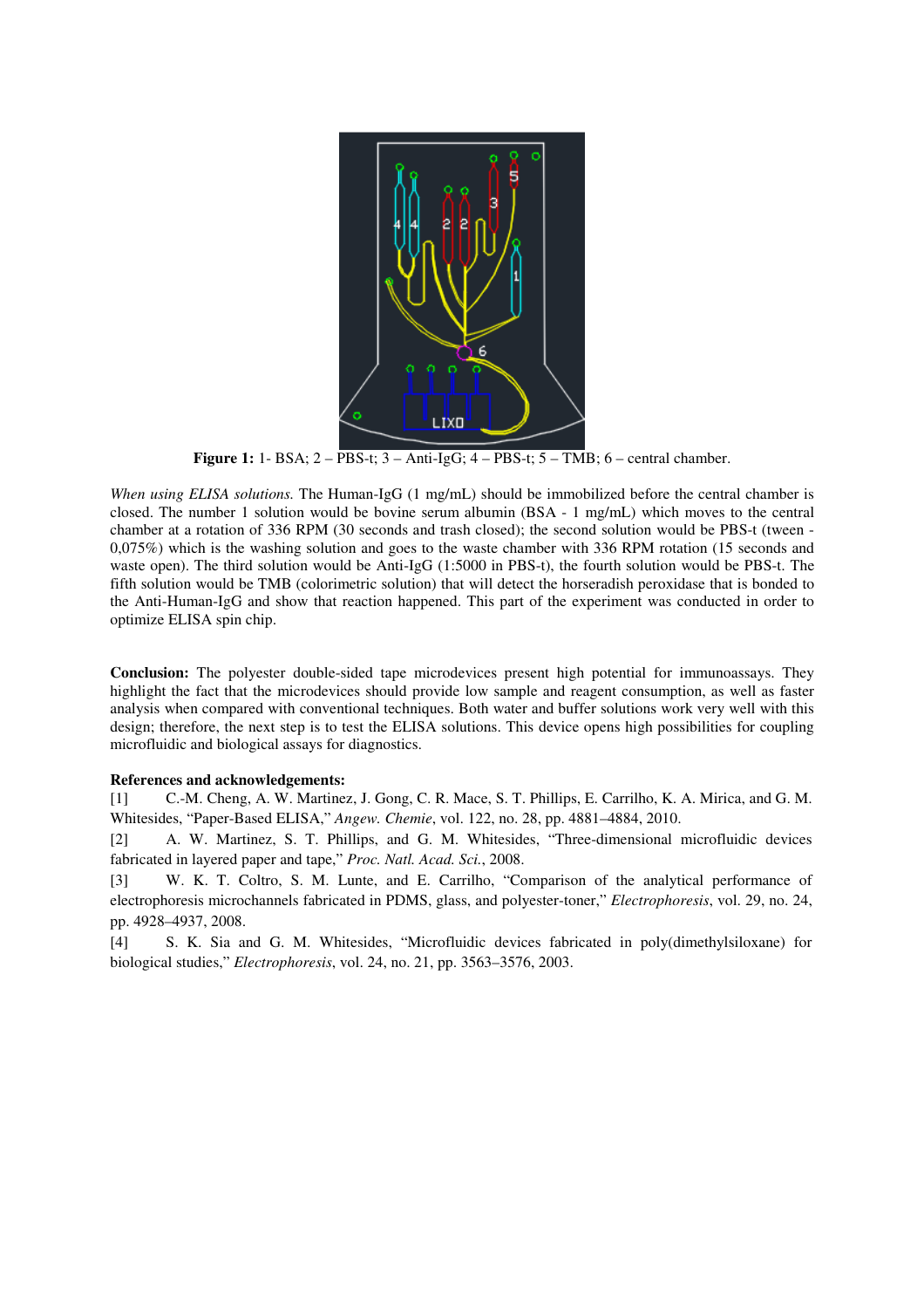Figure 1: 1- BSA; 2 – PBS-t; 3 – Anti-IgG; 4 – PBS-t; 5 – TMB; 6 – central chamber.

*When using ELISA solutions.* The Human-IgG (1 mg/mL) should be immobilized before the central chamber is closed. The number 1 solution would be bovine serum albumin (BSA - 1 mg/mL) which moves to the central chamber at a rotation of 336 RPM (30 seconds and trash closed); the second solution would be PBS-t (tween - 0,075%) which is the washing solution and goes to the waste chamber with 336 RPM rotation (15 seconds and waste open). The third solution would be Anti-IgG (1:5000 in PBS-t), the fourth solution would be PBS-t. The fifth solution would be TMB (colorimetric solution) that will detect the horseradish peroxidase that is bonded to the Anti-Human-IgG and show that reaction happened. This part of the experiment was conducted in order to optimize ELISA spin chip.

**Conclusion:** The polyester double-sided tape microdevices present high potential for immunoassays. They highlight the fact that the microdevices should provide low sample and reagent consumption, as well as faster analysis when compared with conventional techniques. Both water and buffer solutions work very well with this design; therefore, the next step is to test the ELISA solutions. This device opens high possibilities for coupling microfluidic and biological assays for diagnostics.

**References and acknowledgements:**

[1] C.-M. Cheng, A. W. Martinez, J. Gong, C. R. Mace, S. T. Phillips, E. Carrilho, K. A. Mirica, and G. M. Whitesides, "Paper-Based ELISA," *Angew. Chemie*, vol. 122, no. 28, pp. 4881–4884, 2010.

[2] A. W. Martinez, S. T. Phillips, and G. M. Whitesides, "Three-dimensional microfluidic devices fabricated in layered paper and tape," *Proc. Natl. Acad. Sci.*, 2008.

[3] W. K. T. Coltro, S. M. Lunte, and E. Carrilho, "Comparison of the analytical performance of electrophoresis microchannels fabricated in PDMS, glass, and polyester-toner," *Electrophoresis*, vol. 29, no. 24, pp. 4928–4937, 2008.

[4] S. K. Sia and G. M. Whitesides, "Microfluidic devices fabricated in poly(dimethylsiloxane) for biological studies," *Electrophoresis*, vol. 24, no. 21, pp. 3563–3576, 2003.